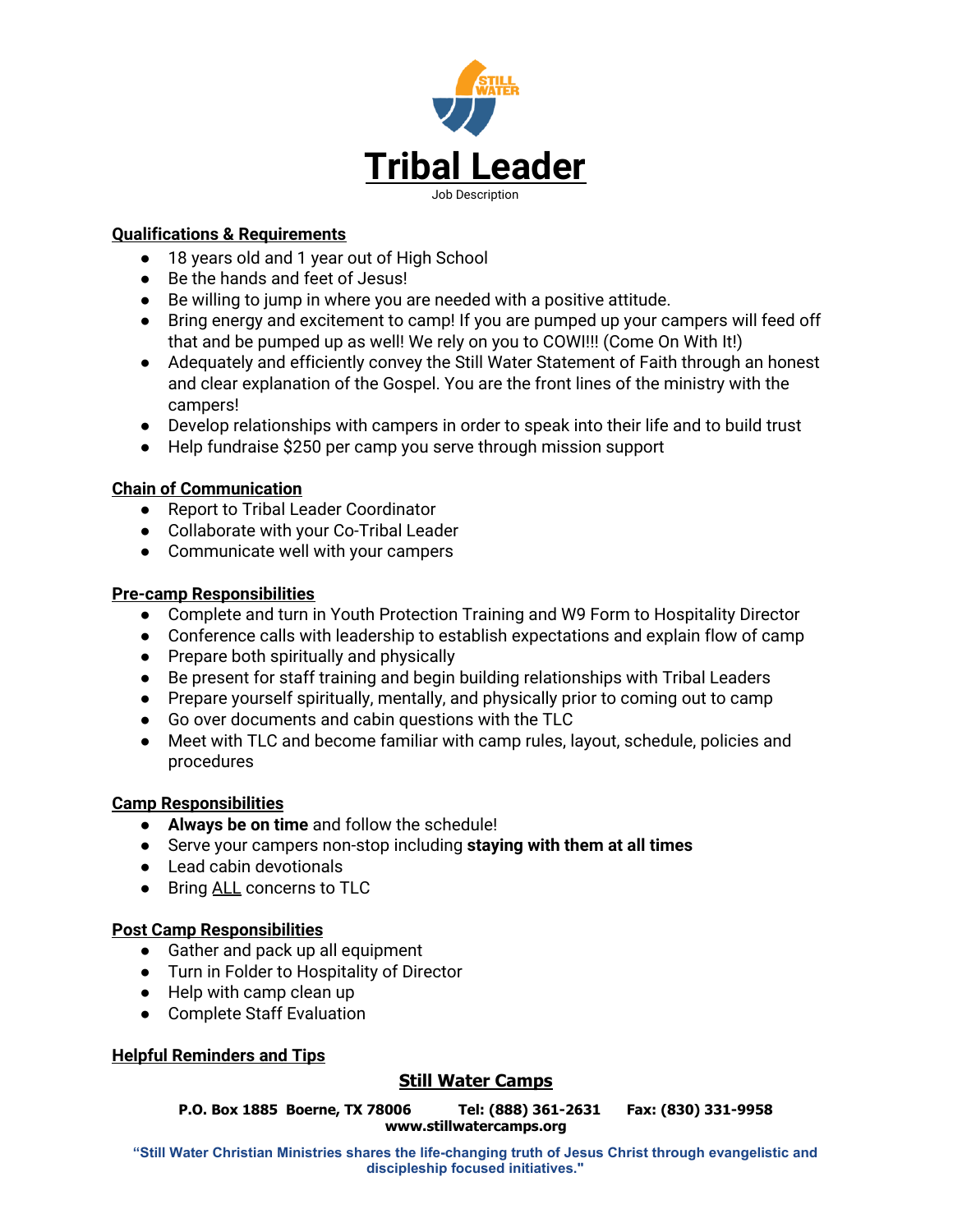# Tribal Leader

Job Description

**Qualifications & Requirements**

- 18 years old and 1 year out of High School
- Be the hands and feet of Jesus!
- Be willing to jump in where you are needed with a positive attitude.
- Bring energy and excitement to camp! If you are pumped up your campers will feed off that and be pumped up as well! We rely on you to COWI!!! (Come On With It!)
- Adequately and efficiently convey the Still Water Statement of Faith through an honest and clear explanation of the Gospel. You are the front lines of the ministry with the campers!
- Develop relationships with campers in order to speak into their life and to build trust
- Help fundraise $250 per camp you serve through mission support

**Chain of Communication**

- Report to Tribal Leader Coordinator
- Collaborate with your Co-Tribal Leader
- Communicate well with your campers

**Pre-camp Responsibilities**

- Complete and turn in Youth Protection Training and W9 Form to Hospitality Director
- Conference calls with leadership to establish expectations and explain flow of camp
- Prepare both spiritually and physically
- Be present for staff training and begin building relationships with Tribal Leaders
- Prepare yourself spiritually, mentally, and physically prior to coming out to camp
- Go over documents and cabin questions with the TLC
- Meet with TLC and become familiar with camp rules, layout, schedule, policies and procedures

**Camp Responsibilities**

- **Always be on time** and follow the schedule!
- Serve your campers non-stop including **staying with them at all times**
- Lead cabin devotionals
- Bring ALL concerns to TLC

**Post Camp Responsibilities**

- Gather and pack up all equipment
- Turn in Folder to Hospitality of Director
- Help with camp clean up
- Complete Staff Evaluation

**Helpful Reminders and Tips**

**Still Water Camps**

**P.O. Box 1885 Boerne, TX 78006 Tel: (888) 361-2631 Fax: (830) 331-9958**
**www.stillwatercamps.org**

**"Still Water Christian Ministries shares the life-changing truth of Jesus Christ through evangelistic and discipleship focused initiatives."**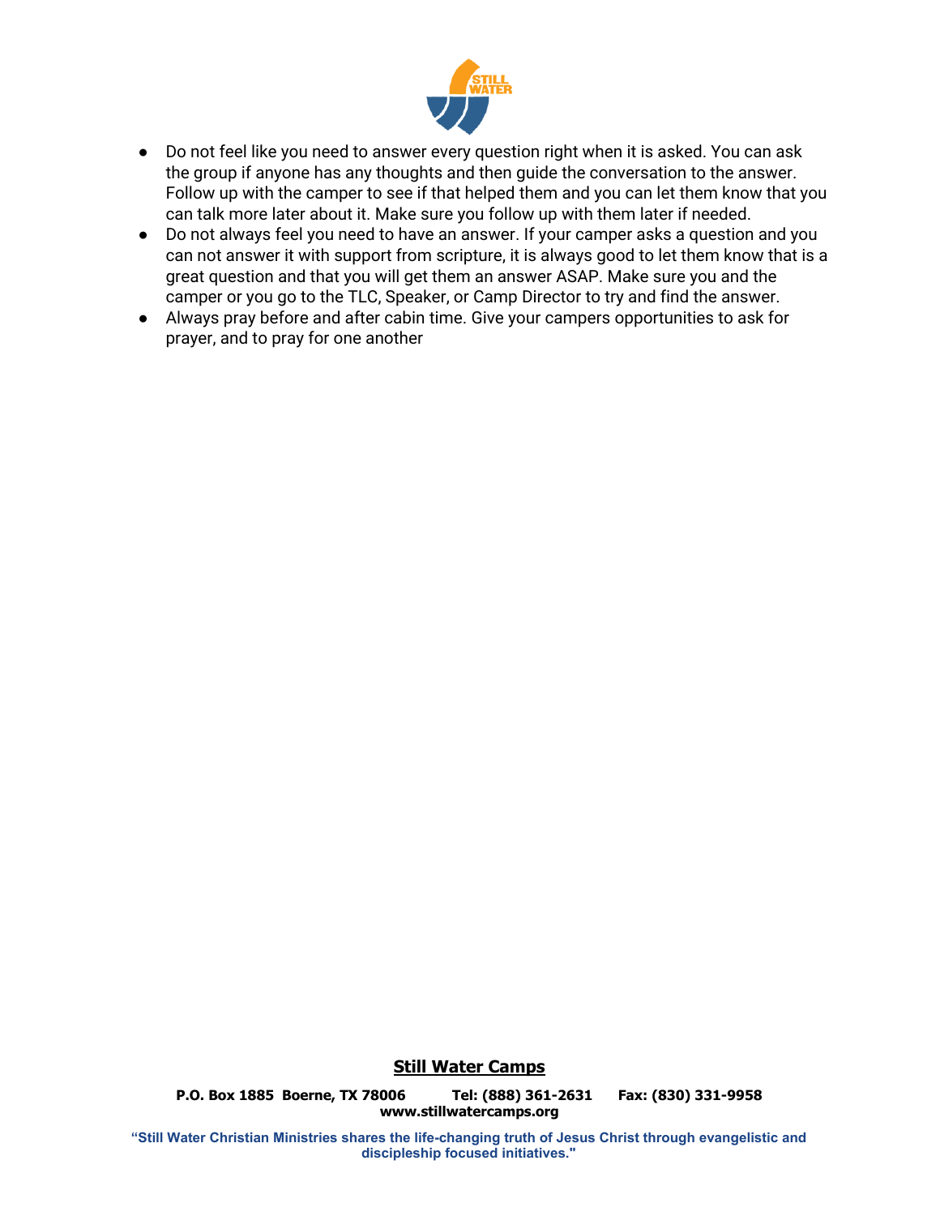- Do not feel like you need to answer every question right when it is asked. You can ask the group if anyone has any thoughts and then guide the conversation to the answer. Follow up with the camper to see if that helped them and you can let them know that you can talk more later about it. Make sure you follow up with them later if needed.
- Do not always feel you need to have an answer. If your camper asks a question and you can not answer it with support from scripture, it is always good to let them know that is a great question and that you will get them an answer ASAP. Make sure you and the camper or you go to the TLC, Speaker, or Camp Director to try and find the answer.
- Always pray before and after cabin time. Give your campers opportunities to ask for prayer, and to pray for one another